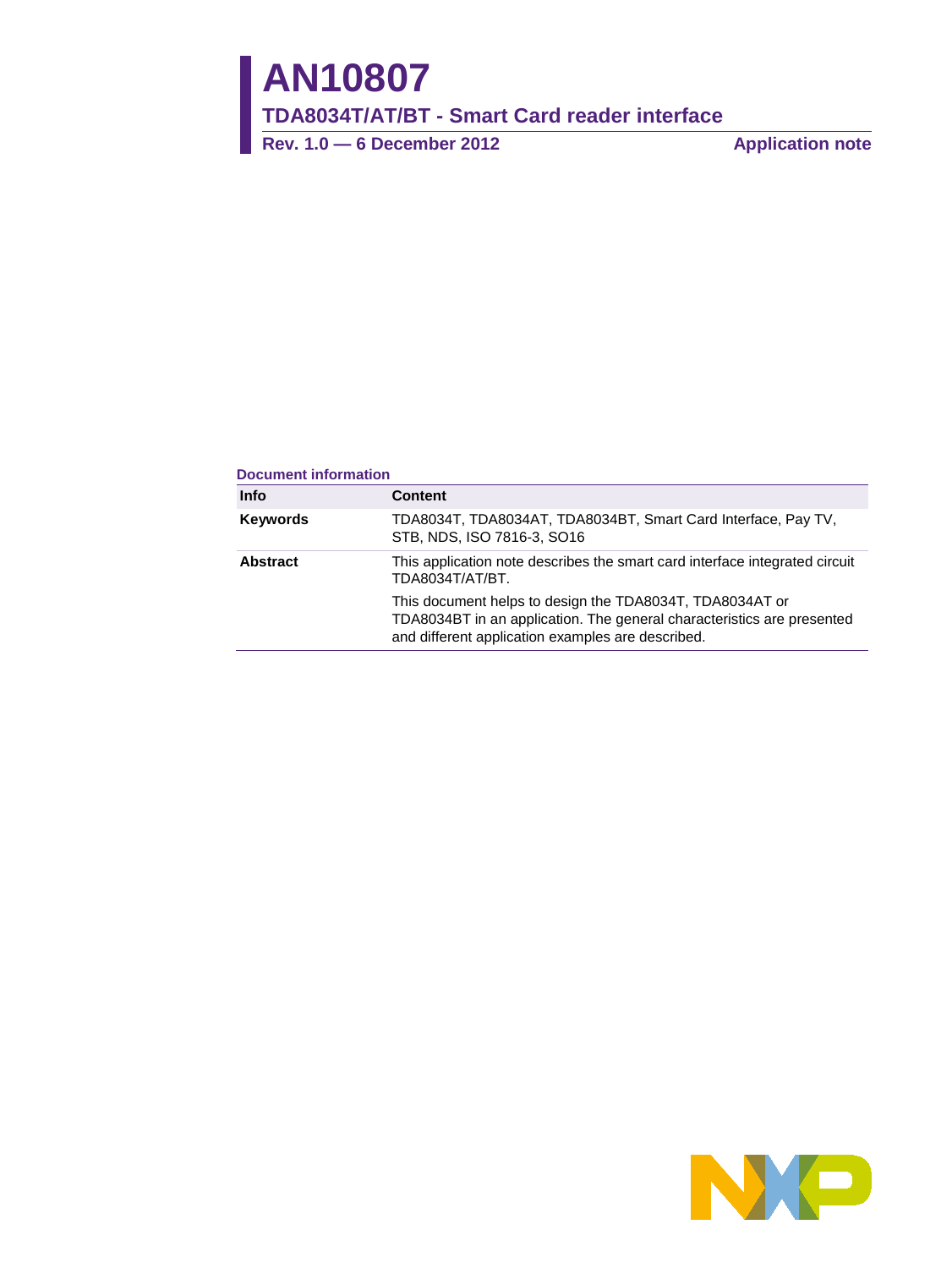# AN10807

## TDA8034T/AT/BT - Smart Card reader interface

**Rev. 1.0 — 6 December 2012** **Application note**

**Document information**

| Info | Content |
|---|---|
| **Keywords** | TDA8034T, TDA8034AT, TDA8034BT, Smart Card Interface, Pay TV, STB, NDS, ISO 7816-3, SO16 |
| **Abstract** | This application note describes the smart card interface integrated circuit TDA8034T/AT/BT.<br><br>This document helps to design the TDA8034T, TDA8034AT or TDA8034BT in an application. The general characteristics are presented and different application examples are described. |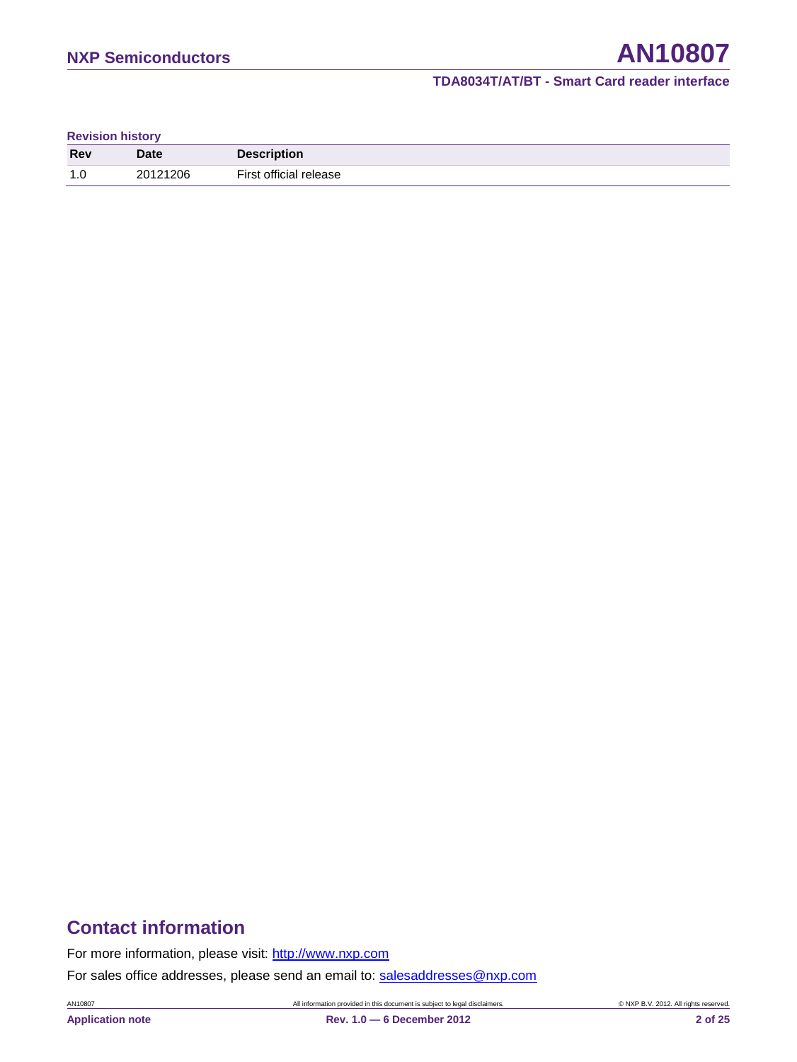**Revision history**

| Rev | Date | Description |
| --- | --- | --- |
| 1.0 | 20121206 | First official release |

## Contact information

For more information, please visit: http://www.nxp.com

For sales office addresses, please send an email to: salesaddresses@nxp.com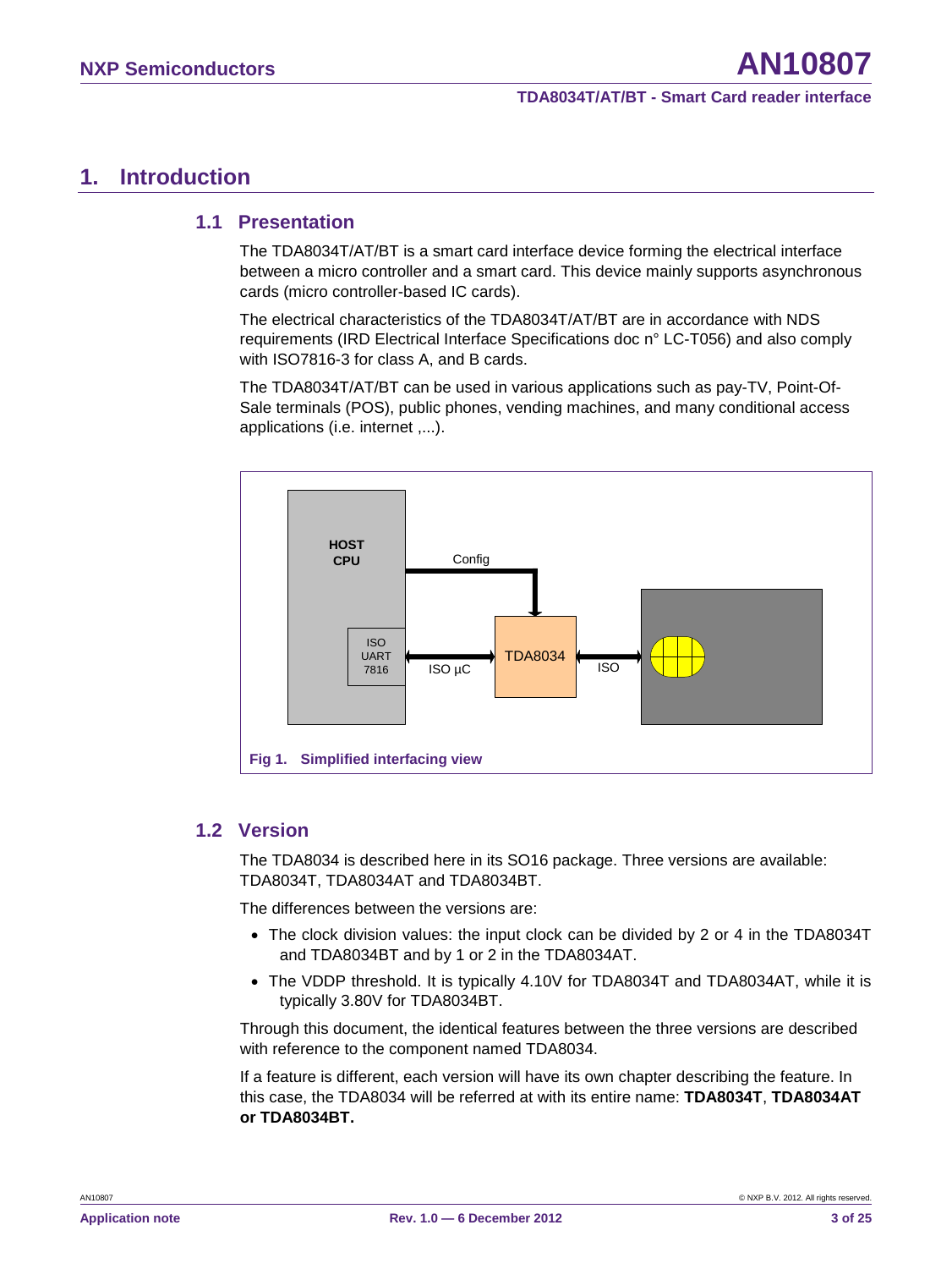# 1. Introduction

## 1.1 Presentation

The TDA8034T/AT/BT is a smart card interface device forming the electrical interface between a micro controller and a smart card. This device mainly supports asynchronous cards (micro controller-based IC cards).

The electrical characteristics of the TDA8034T/AT/BT are in accordance with NDS requirements (IRD Electrical Interface Specifications doc n° LC-T056) and also comply with ISO7816-3 for class A, and B cards.

The TDA8034T/AT/BT can be used in various applications such as pay-TV, Point-Of-Sale terminals (POS), public phones, vending machines, and many conditional access applications (i.e. internet ,...).

HOST CPU

Config

ISO UART 7816

ISO µC

TDA8034

ISO

Fig 1. Simplified interfacing view

## 1.2 Version

The TDA8034 is described here in its SO16 package. Three versions are available: TDA8034T, TDA8034AT and TDA8034BT.

The differences between the versions are:

- The clock division values: the input clock can be divided by 2 or 4 in the TDA8034T and TDA8034BT and by 1 or 2 in the TDA8034AT.
- The VDDP threshold. It is typically 4.10V for TDA8034T and TDA8034AT, while it is typically 3.80V for TDA8034BT.

Through this document, the identical features between the three versions are described with reference to the component named TDA8034.

If a feature is different, each version will have its own chapter describing the feature. In this case, the TDA8034 will be referred at with its entire name: **TDA8034T**, **TDA8034AT or TDA8034BT.**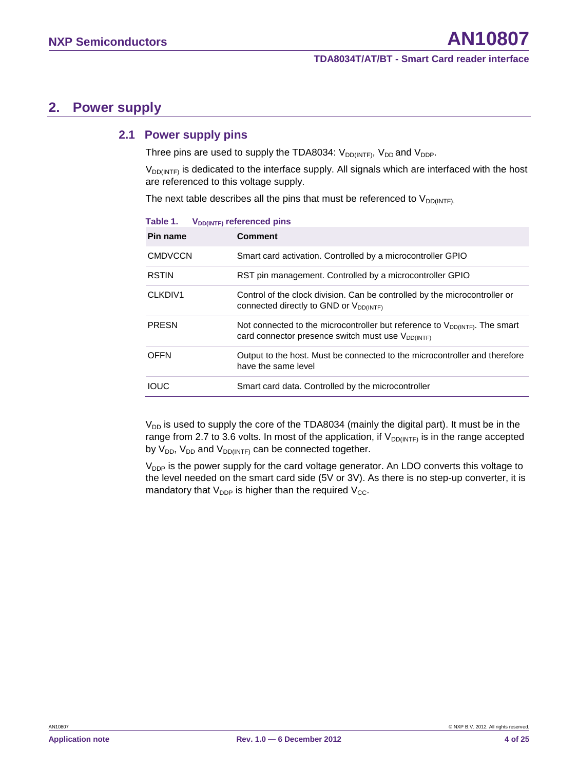# 2. Power supply

## 2.1 Power supply pins

Three pins are used to supply the TDA8034: $V_{DD(INTF)}$, $V_{DD}$ and $V_{DDP}$.

$V_{DD(INTF)}$ is dedicated to the interface supply. All signals which are interfaced with the host are referenced to this voltage supply.

The next table describes all the pins that must be referenced to $V_{DD(INTF)}$.

**Table 1. $V_{DD(INTF)}$ referenced pins**

| Pin name | Comment |
|---|---|
| CMDVCCN | Smart card activation. Controlled by a microcontroller GPIO |
| RSTIN | RST pin management. Controlled by a microcontroller GPIO |
| CLKDIV1 | Control of the clock division. Can be controlled by the microcontroller or connected directly to GND or $V_{DD(INTF)}$ |
| PRESN | Not connected to the microcontroller but reference to $V_{DD(INTF)}$. The smart card connector presence switch must use $V_{DD(INTF)}$ |
| OFFN | Output to the host. Must be connected to the microcontroller and therefore have the same level |
| IOUC | Smart card data. Controlled by the microcontroller |

$V_{DD}$ is used to supply the core of the TDA8034 (mainly the digital part). It must be in the range from 2.7 to 3.6 volts. In most of the application, if $V_{DD(INTF)}$ is in the range accepted by $V_{DD}$, $V_{DD}$ and $V_{DD(INTF)}$ can be connected together.

$V_{DDP}$ is the power supply for the card voltage generator. An LDO converts this voltage to the level needed on the smart card side (5V or 3V). As there is no step-up converter, it is mandatory that $V_{DDP}$ is higher than the required $V_{CC}$.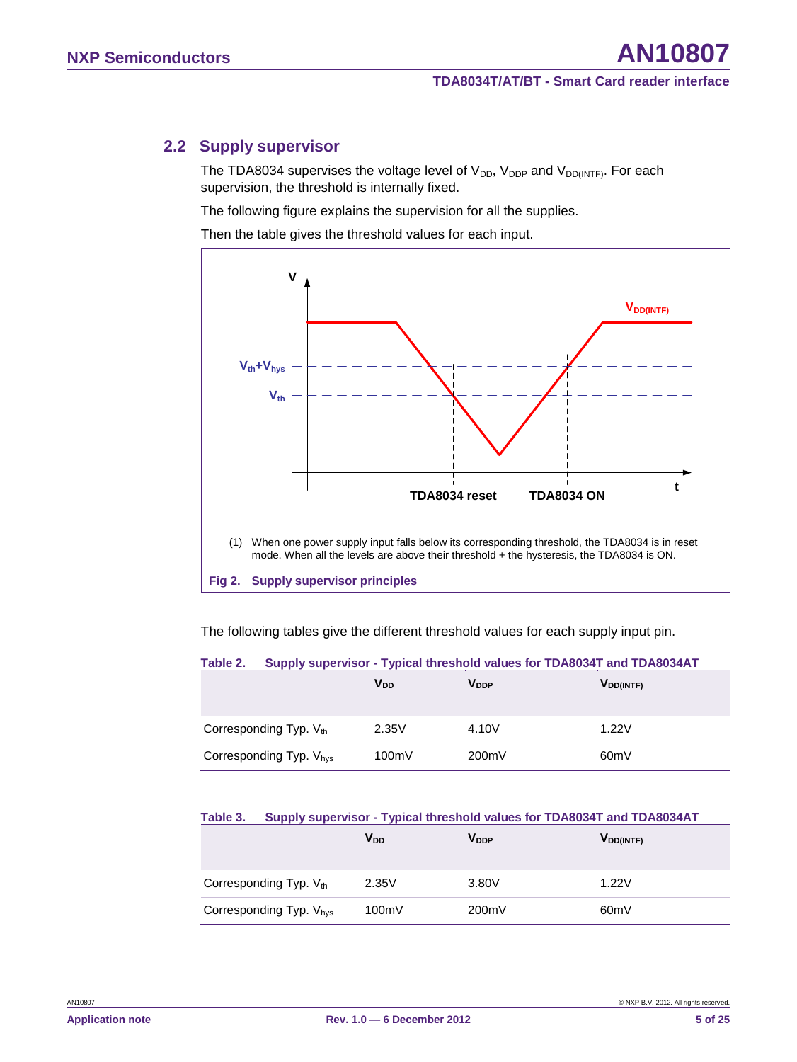## 2.2 Supply supervisor

The TDA8034 supervises the voltage level of $V_{DD}$, $V_{DDP}$ and $V_{DD(INTF)}$. For each supervision, the threshold is internally fixed.

The following figure explains the supervision for all the supplies.

Then the table gives the threshold values for each input.

V

$V_{DD(INTF)}$

$V_{th}+V_{hys}$

$V_{th}$

t

TDA8034 reset

TDA8034 ON

(1) When one power supply input falls below its corresponding threshold, the TDA8034 is in reset mode. When all the levels are above their threshold + the hysteresis, the TDA8034 is ON.

**Fig 2. Supply supervisor principles**

The following tables give the different threshold values for each supply input pin.

**Table 2. Supply supervisor - Typical threshold values for TDA8034T and TDA8034AT**

| | $V_{DD}$ | $V_{DDP}$ | $V_{DD(INTF)}$ |
|---|---|---|---|
| Corresponding Typ. $V_{th}$ | 2.35V | 4.10V | 1.22V |
| Corresponding Typ. $V_{hys}$ | 100mV | 200mV | 60mV |

**Table 3. Supply supervisor - Typical threshold values for TDA8034T and TDA8034AT**

| | $V_{DD}$ | $V_{DDP}$ | $V_{DD(INTF)}$ |
|---|---|---|---|
| Corresponding Typ. $V_{th}$ | 2.35V | 3.80V | 1.22V |
| Corresponding Typ. $V_{hys}$ | 100mV | 200mV | 60mV |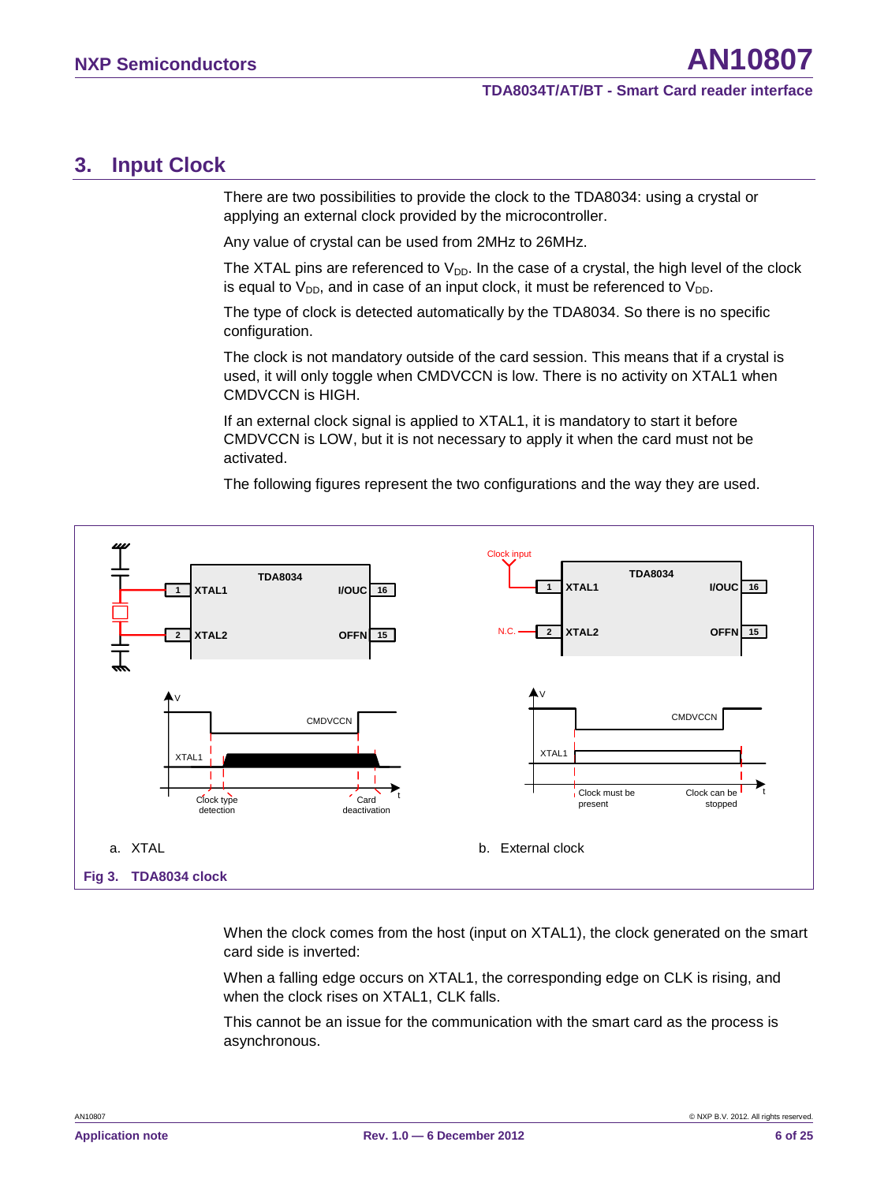## 3. Input Clock

There are two possibilities to provide the clock to the TDA8034: using a crystal or applying an external clock provided by the microcontroller.

Any value of crystal can be used from 2MHz to 26MHz.

The XTAL pins are referenced to $V_{DD}$. In the case of a crystal, the high level of the clock is equal to $V_{DD}$, and in case of an input clock, it must be referenced to $V_{DD}$.

The type of clock is detected automatically by the TDA8034. So there is no specific configuration.

The clock is not mandatory outside of the card session. This means that if a crystal is used, it will only toggle when CMDVCCN is low. There is no activity on XTAL1 when CMDVCCN is HIGH.

If an external clock signal is applied to XTAL1, it is mandatory to start it before CMDVCCN is LOW, but it is not necessary to apply it when the card must not be activated.

The following figures represent the two configurations and the way they are used.

TDA8034
1 XTAL1
2 XTAL2
I/OUC 16
OFFN 15
V
CMDVCCN
XTAL1
t
Clock type detection
Card deactivation

a. XTAL

Clock input
N.C.
TDA8034
1 XTAL1
2 XTAL2
I/OUC 16
OFFN 15
V
CMDVCCN
XTAL1
t
Clock must be present
Clock can be stopped

b. External clock

**Fig 3. TDA8034 clock**

When the clock comes from the host (input on XTAL1), the clock generated on the smart card side is inverted:

When a falling edge occurs on XTAL1, the corresponding edge on CLK is rising, and when the clock rises on XTAL1, CLK falls.

This cannot be an issue for the communication with the smart card as the process is asynchronous.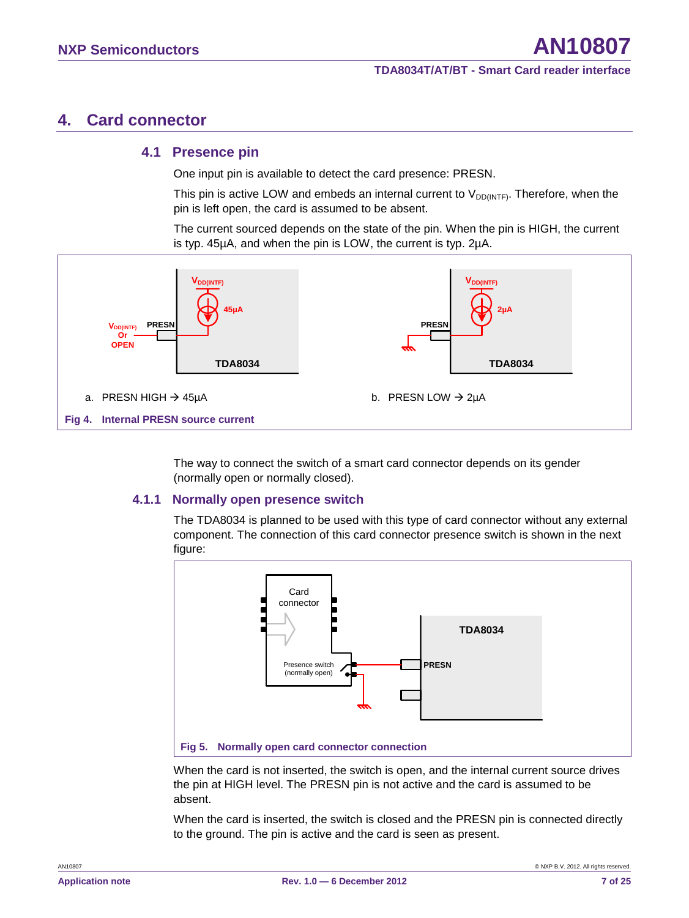## 4. Card connector

### 4.1 Presence pin

One input pin is available to detect the card presence: PRESN.

This pin is active LOW and embeds an internal current to $V_{DD(INTF)}$. Therefore, when the pin is left open, the card is assumed to be absent.

The current sourced depends on the state of the pin. When the pin is HIGH, the current is typ. 45µA, and when the pin is LOW, the current is typ. 2µA.

a. PRESN HIGH → 45µA

b. PRESN LOW → 2µA

**Fig 4. Internal PRESN source current**

The way to connect the switch of a smart card connector depends on its gender (normally open or normally closed).

#### 4.1.1 Normally open presence switch

The TDA8034 is planned to be used with this type of card connector without any external component. The connection of this card connector presence switch is shown in the next figure:

**Fig 5. Normally open card connector connection**

When the card is not inserted, the switch is open, and the internal current source drives the pin at HIGH level. The PRESN pin is not active and the card is assumed to be absent.

When the card is inserted, the switch is closed and the PRESN pin is connected directly to the ground. The pin is active and the card is seen as present.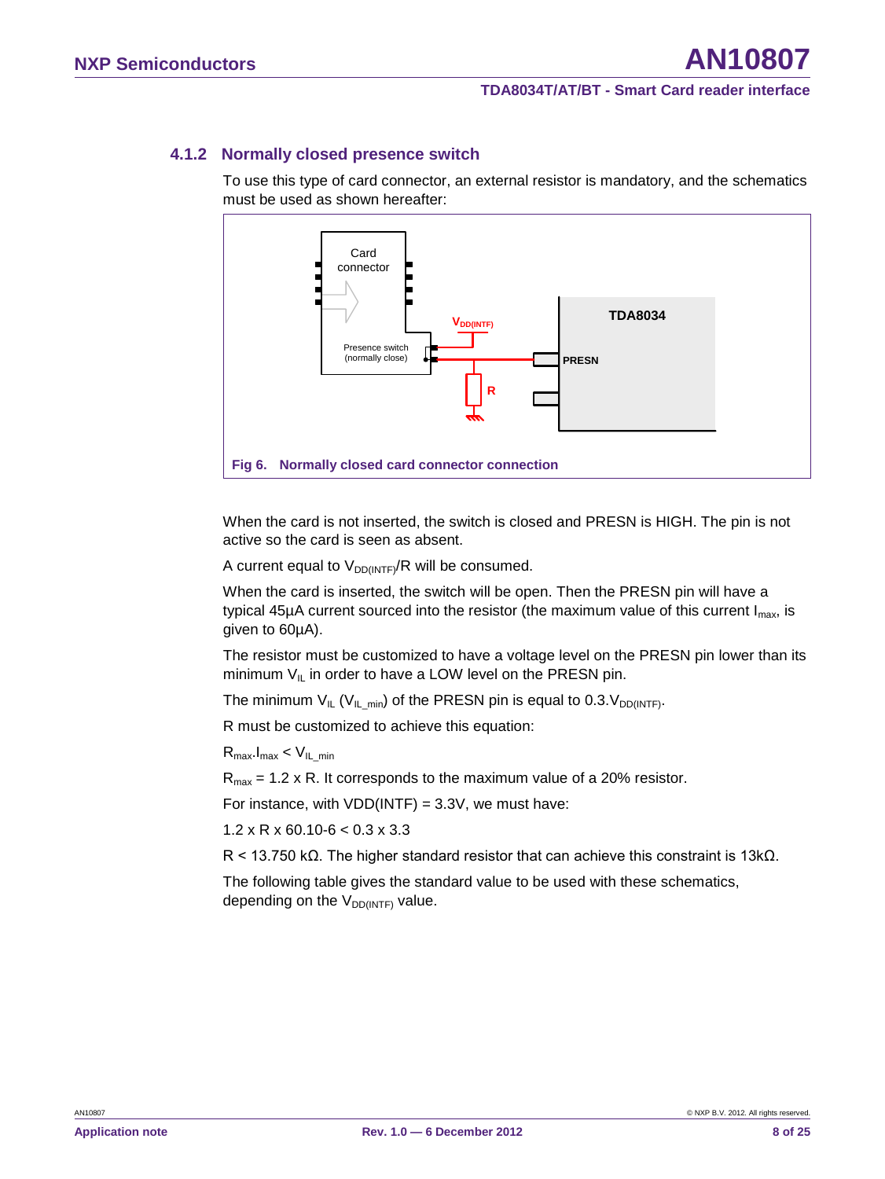### 4.1.2 Normally closed presence switch

To use this type of card connector, an external resistor is mandatory, and the schematics must be used as shown hereafter:

Card connector

Presence switch (normally close)

$V_{DD(INTF)}$

R

TDA8034

PRESN

**Fig 6. Normally closed card connector connection**

When the card is not inserted, the switch is closed and PRESN is HIGH. The pin is not active so the card is seen as absent.

A current equal to $V_{DD(INTF)}/R$ will be consumed.

When the card is inserted, the switch will be open. Then the PRESN pin will have a typical 45µA current sourced into the resistor (the maximum value of this current $I_{max}$, is given to 60µA).

The resistor must be customized to have a voltage level on the PRESN pin lower than its minimum $V_{IL}$ in order to have a LOW level on the PRESN pin.

The minimum $V_{IL}$ ($V_{IL\_min}$) of the PRESN pin is equal to $0.3.V_{DD(INTF)}$.

R must be customized to achieve this equation:

$R_{max}.I_{max} < V_{IL\_min}$

$R_{max} = 1.2 \times R$. It corresponds to the maximum value of a 20% resistor.

For instance, with VDD(INTF) = 3.3V, we must have:

1.2 x R x 60.10-6 < 0.3 x 3.3

R < 13.750 kΩ. The higher standard resistor that can achieve this constraint is 13kΩ.

The following table gives the standard value to be used with these schematics, depending on the $V_{DD(INTF)}$ value.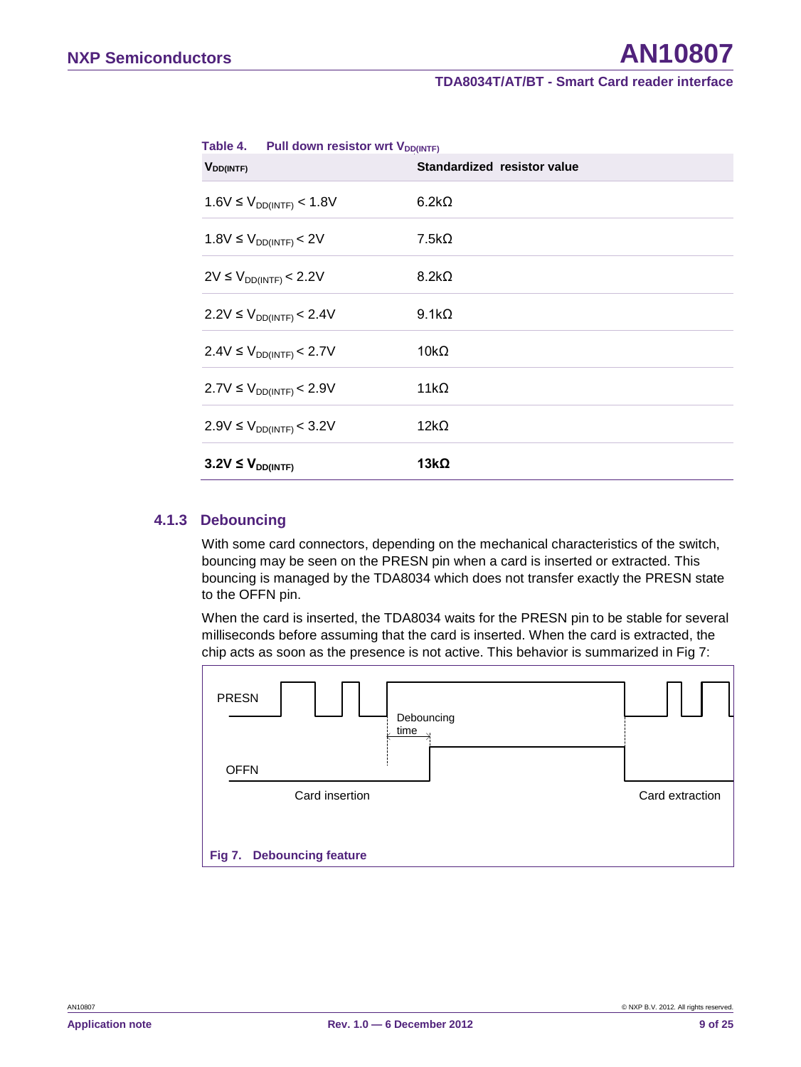**Table 4. Pull down resistor wrt $V_{DD(INTF)}$**

| $V_{DD(INTF)}$ | Standardized resistor value |
|---|---|
| $1.6V \leq V_{DD(INTF)} < 1.8V$ | 6.2kΩ |
| $1.8V \leq V_{DD(INTF)} < 2V$ | 7.5kΩ |
| $2V \leq V_{DD(INTF)} < 2.2V$ | 8.2kΩ |
| $2.2V \leq V_{DD(INTF)} < 2.4V$ | 9.1kΩ |
| $2.4V \leq V_{DD(INTF)} < 2.7V$ | 10kΩ |
| $2.7V \leq V_{DD(INTF)} < 2.9V$ | 11kΩ |
| $2.9V \leq V_{DD(INTF)} < 3.2V$ | 12kΩ |
| **$3.2V \leq V_{DD(INTF)}$** | **13kΩ** |

### 4.1.3 Debouncing

With some card connectors, depending on the mechanical characteristics of the switch, bouncing may be seen on the PRESN pin when a card is inserted or extracted. This bouncing is managed by the TDA8034 which does not transfer exactly the PRESN state to the OFFN pin.

When the card is inserted, the TDA8034 waits for the PRESN pin to be stable for several milliseconds before assuming that the card is inserted. When the card is extracted, the chip acts as soon as the presence is not active. This behavior is summarized in Fig 7:

PRESN

Debouncing time

OFFN

Card insertion

Card extraction

**Fig 7. Debouncing feature**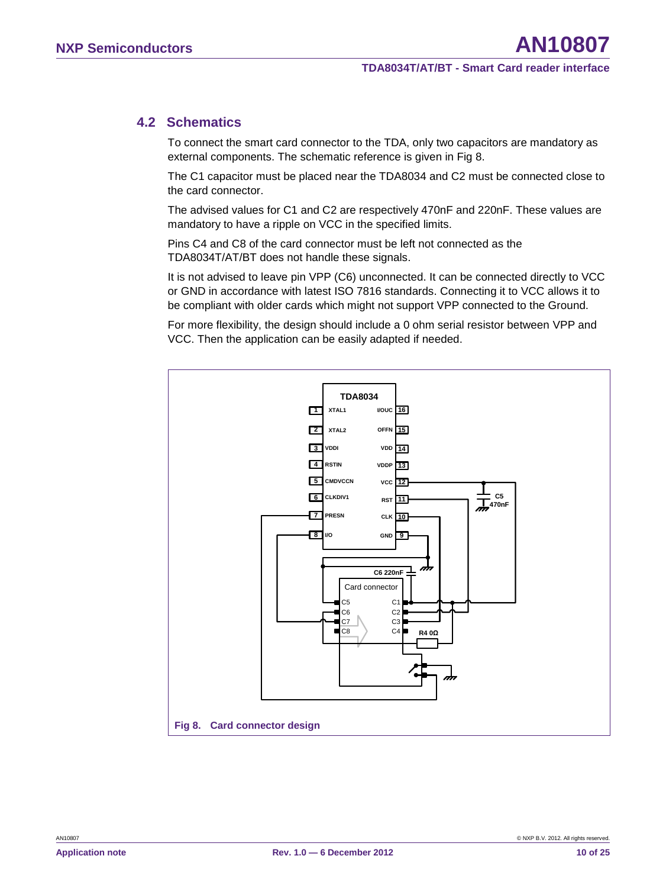## 4.2 Schematics

To connect the smart card connector to the TDA, only two capacitors are mandatory as external components. The schematic reference is given in Fig 8.

The C1 capacitor must be placed near the TDA8034 and C2 must be connected close to the card connector.

The advised values for C1 and C2 are respectively 470nF and 220nF. These values are mandatory to have a ripple on VCC in the specified limits.

Pins C4 and C8 of the card connector must be left not connected as the TDA8034T/AT/BT does not handle these signals.

It is not advised to leave pin VPP (C6) unconnected. It can be connected directly to VCC or GND in accordance with latest ISO 7816 standards. Connecting it to VCC allows it to be compliant with older cards which might not support VPP connected to the Ground.

For more flexibility, the design should include a 0 ohm serial resistor between VPP and VCC. Then the application can be easily adapted if needed.

TDA8034
1 XTAL1
2 XTAL2
3 VDDI
4 RSTIN
5 CMDVCCN
6 CLKDIV1
7 PRESN
8 I/O
16 I/OUC
15 OFFN
14 VDD
13 VDDP
12 VCC
11 RST
10 CLK
9 GND
C5 470nF
C6 220nF
Card connector
C5 C6 C7 C8
C1 C2 C3 C4
R4 0Ω

Fig 8. Card connector design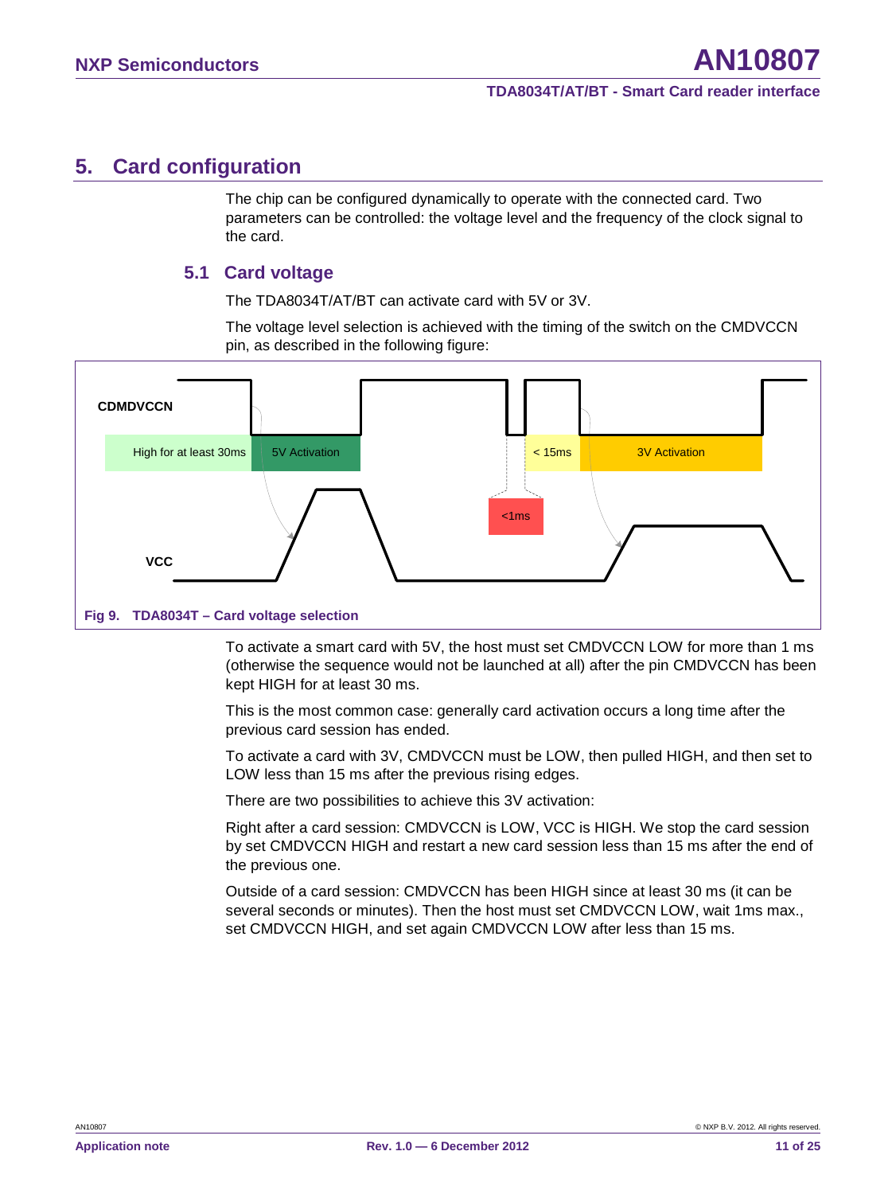# 5. Card configuration

The chip can be configured dynamically to operate with the connected card. Two parameters can be controlled: the voltage level and the frequency of the clock signal to the card.

## 5.1 Card voltage

The TDA8034T/AT/BT can activate card with 5V or 3V.

The voltage level selection is achieved with the timing of the switch on the CMDVCCN pin, as described in the following figure:

CDMDVCCN

High for at least 30ms

5V Activation

< 15ms

3V Activation

<1ms

VCC

**Fig 9. TDA8034T – Card voltage selection**

To activate a smart card with 5V, the host must set CMDVCCN LOW for more than 1 ms (otherwise the sequence would not be launched at all) after the pin CMDVCCN has been kept HIGH for at least 30 ms.

This is the most common case: generally card activation occurs a long time after the previous card session has ended.

To activate a card with 3V, CMDVCCN must be LOW, then pulled HIGH, and then set to LOW less than 15 ms after the previous rising edges.

There are two possibilities to achieve this 3V activation:

Right after a card session: CMDVCCN is LOW, VCC is HIGH. We stop the card session by set CMDVCCN HIGH and restart a new card session less than 15 ms after the end of the previous one.

Outside of a card session: CMDVCCN has been HIGH since at least 30 ms (it can be several seconds or minutes). Then the host must set CMDVCCN LOW, wait 1ms max., set CMDVCCN HIGH, and set again CMDVCCN LOW after less than 15 ms.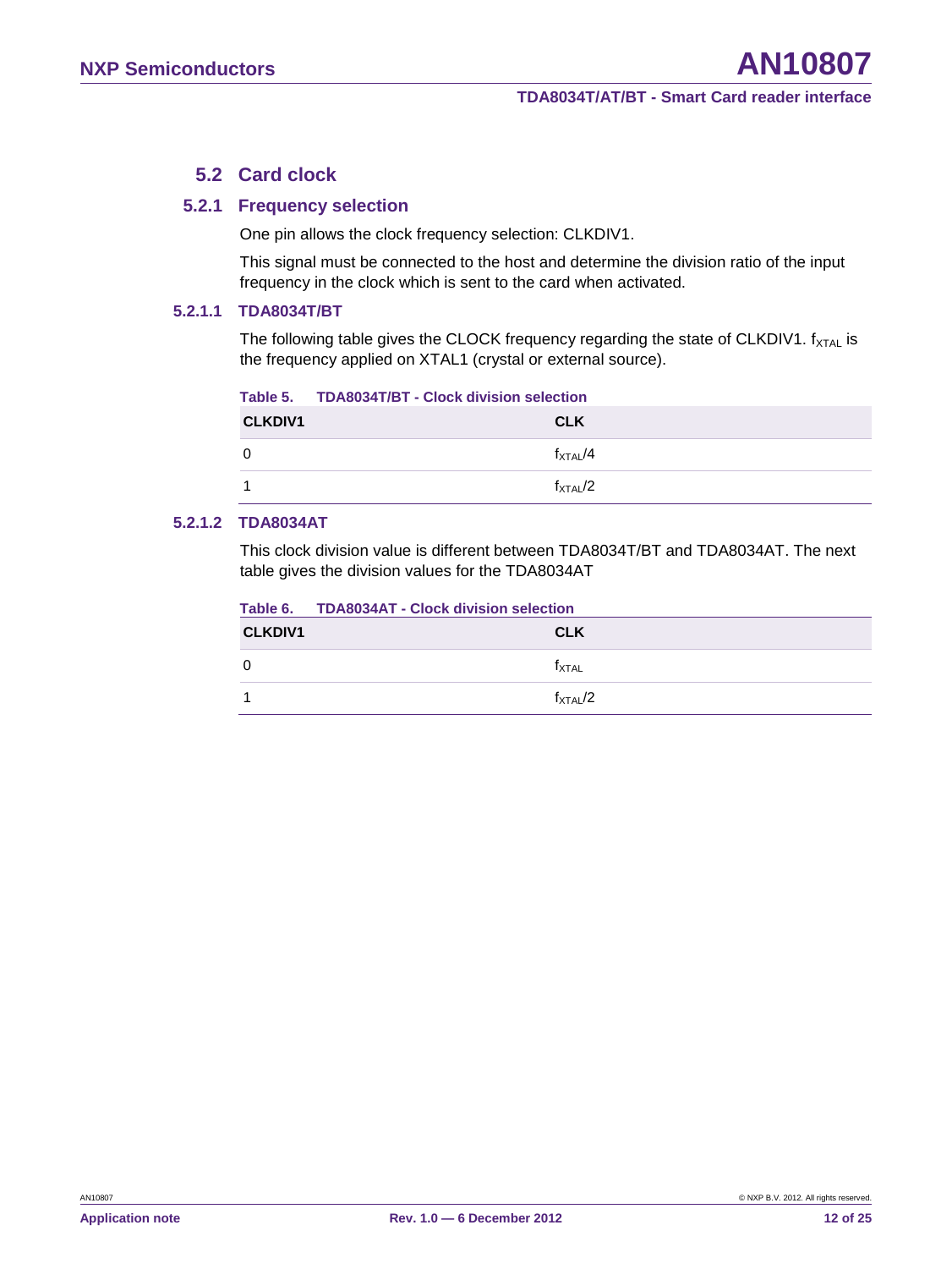## 5.2 Card clock

### 5.2.1 Frequency selection

One pin allows the clock frequency selection: CLKDIV1.

This signal must be connected to the host and determine the division ratio of the input frequency in the clock which is sent to the card when activated.

#### 5.2.1.1 TDA8034T/BT

The following table gives the CLOCK frequency regarding the state of CLKDIV1. $f_{XTAL}$ is the frequency applied on XTAL1 (crystal or external source).

**Table 5. TDA8034T/BT - Clock division selection**

| CLKDIV1 | CLK |
|---|---|
| 0 | $f_{XTAL}/4$ |
| 1 | $f_{XTAL}/2$ |

#### 5.2.1.2 TDA8034AT

This clock division value is different between TDA8034T/BT and TDA8034AT. The next table gives the division values for the TDA8034AT

**Table 6. TDA8034AT - Clock division selection**

| CLKDIV1 | CLK |
|---|---|
| 0 | $f_{XTAL}$ |
| 1 | $f_{XTAL}/2$ |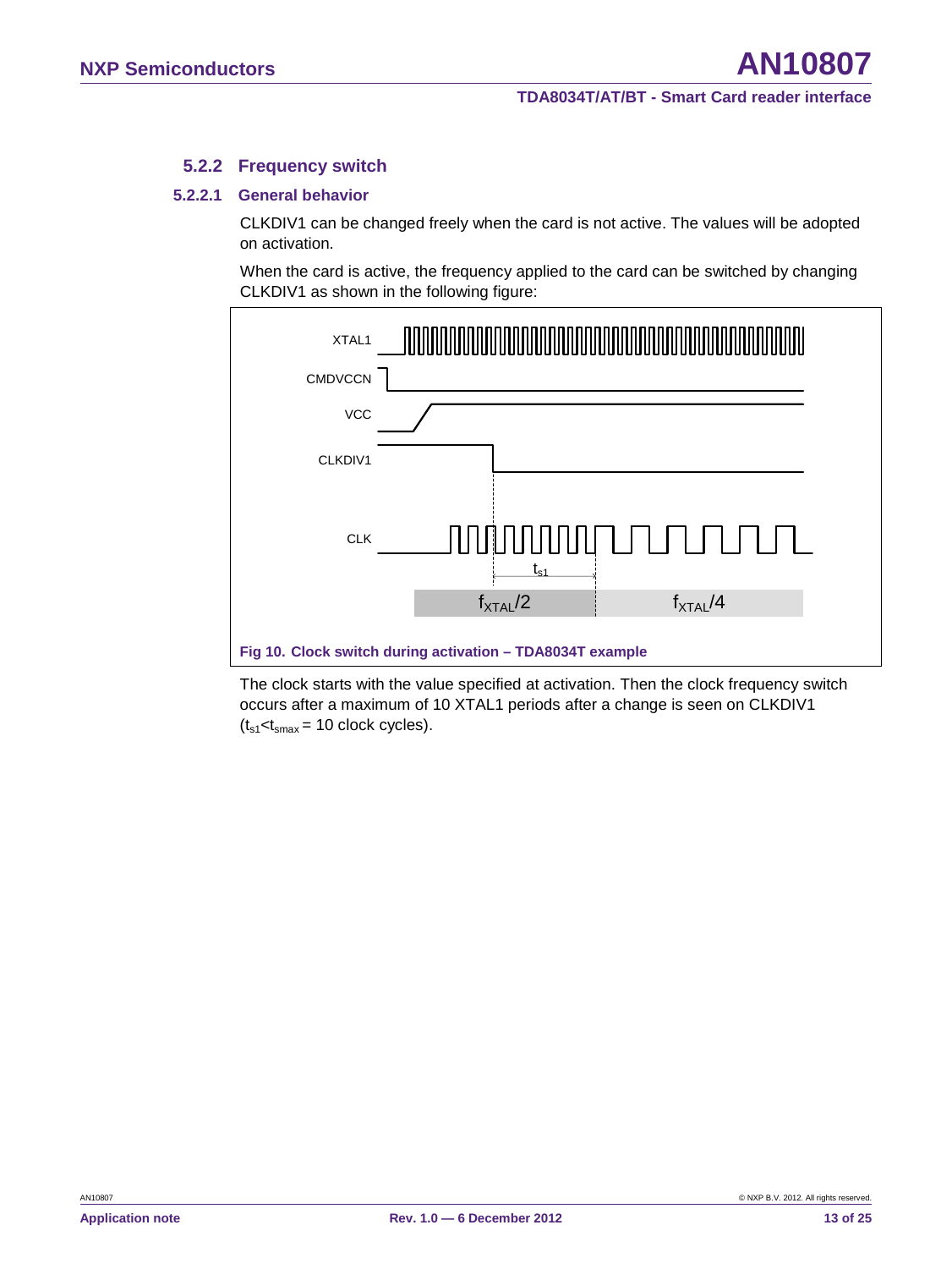### 5.2.2 Frequency switch

#### 5.2.2.1 General behavior

CLKDIV1 can be changed freely when the card is not active. The values will be adopted on activation.

When the card is active, the frequency applied to the card can be switched by changing CLKDIV1 as shown in the following figure:

XTAL1

CMDVCCN

VCC

CLKDIV1

CLK

$t_{s1}$

$f_{XTAL}/2$

$f_{XTAL}/4$

**Fig 10. Clock switch during activation – TDA8034T example**

The clock starts with the value specified at activation. Then the clock frequency switch occurs after a maximum of 10 XTAL1 periods after a change is seen on CLKDIV1 ($t_{s1}$<$t_{smax}$ = 10 clock cycles).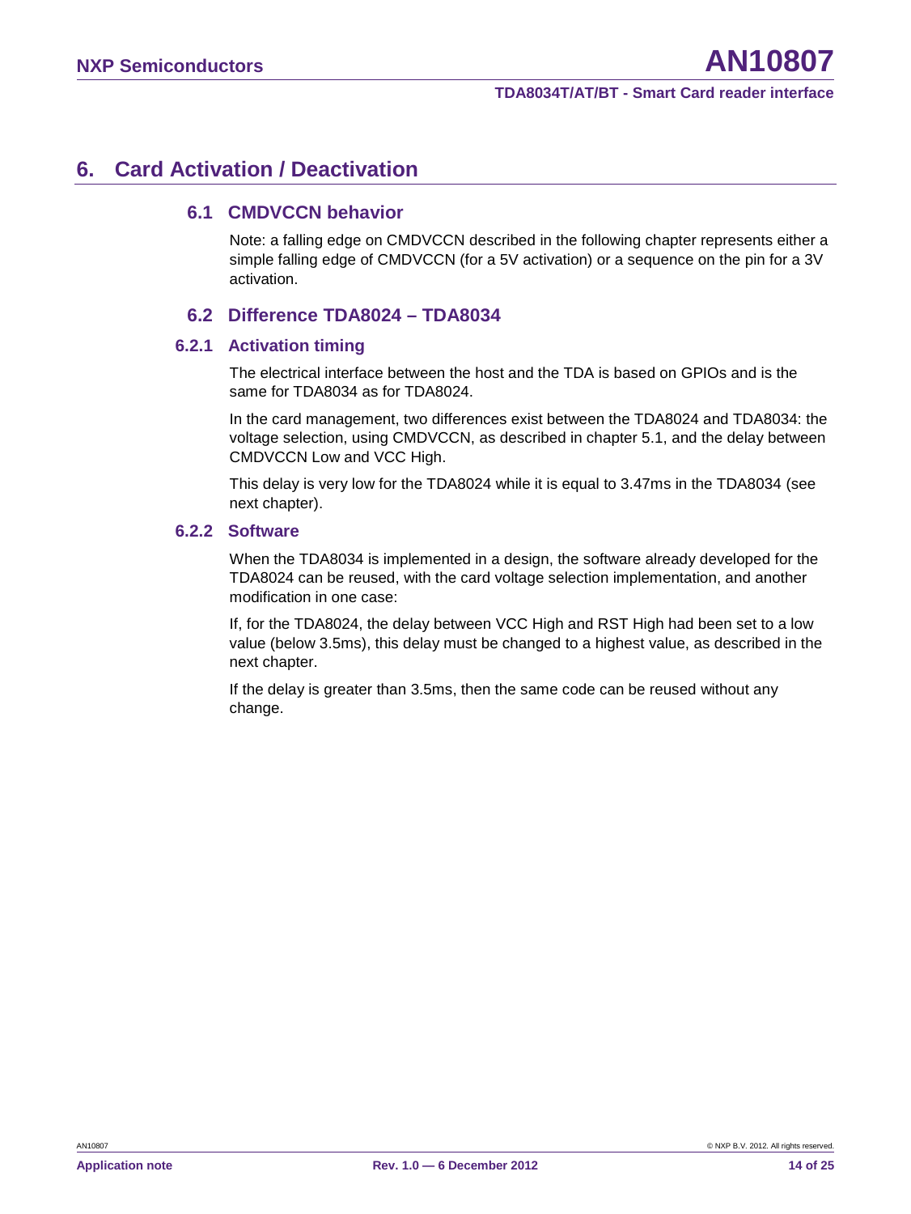# 6. Card Activation / Deactivation

## 6.1 CMDVCCN behavior

Note: a falling edge on CMDVCCN described in the following chapter represents either a simple falling edge of CMDVCCN (for a 5V activation) or a sequence on the pin for a 3V activation.

## 6.2 Difference TDA8024 – TDA8034

### 6.2.1 Activation timing

The electrical interface between the host and the TDA is based on GPIOs and is the same for TDA8034 as for TDA8024.

In the card management, two differences exist between the TDA8024 and TDA8034: the voltage selection, using CMDVCCN, as described in chapter 5.1, and the delay between CMDVCCN Low and VCC High.

This delay is very low for the TDA8024 while it is equal to 3.47ms in the TDA8034 (see next chapter).

### 6.2.2 Software

When the TDA8034 is implemented in a design, the software already developed for the TDA8024 can be reused, with the card voltage selection implementation, and another modification in one case:

If, for the TDA8024, the delay between VCC High and RST High had been set to a low value (below 3.5ms), this delay must be changed to a highest value, as described in the next chapter.

If the delay is greater than 3.5ms, then the same code can be reused without any change.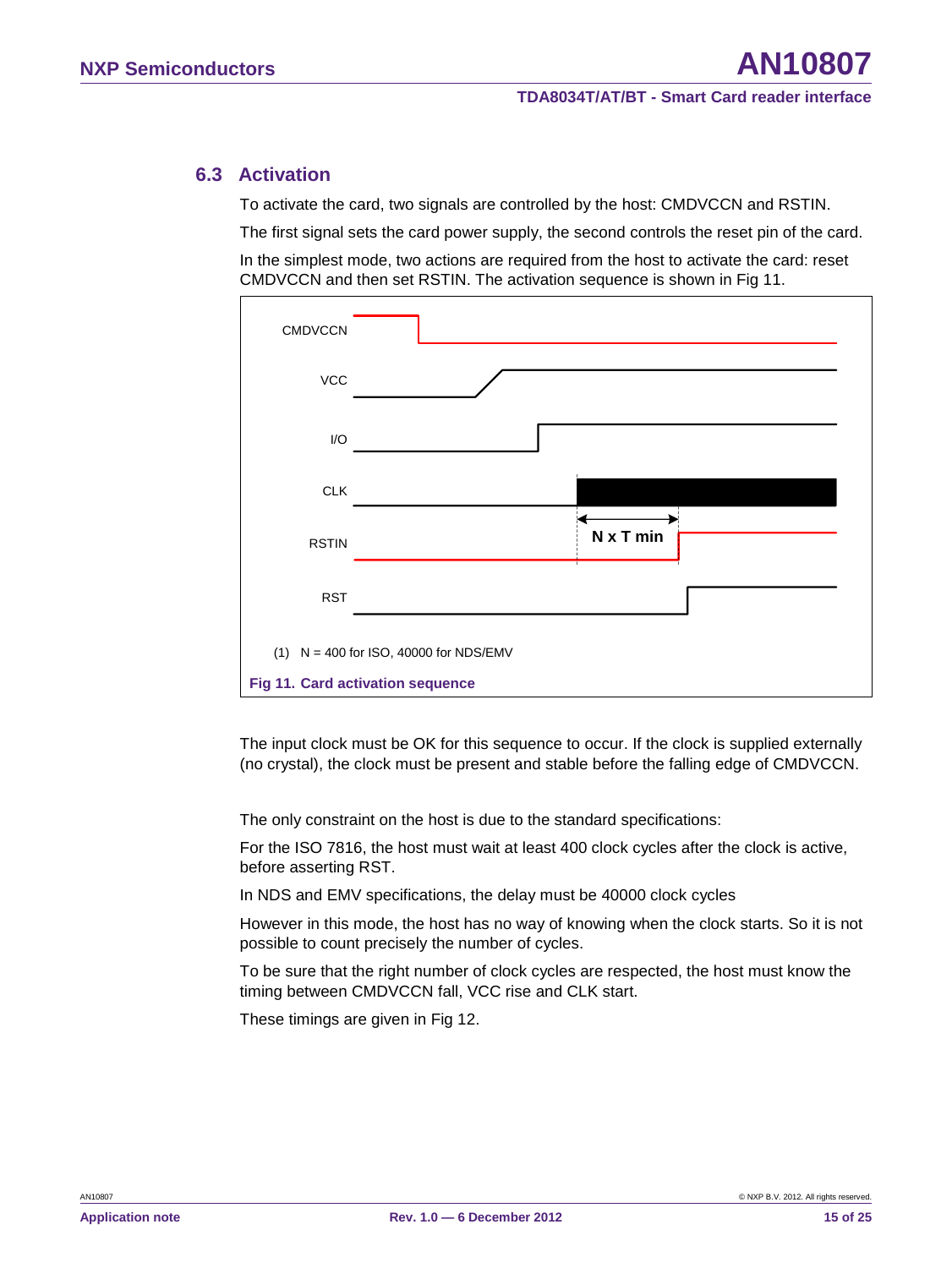## 6.3 Activation

To activate the card, two signals are controlled by the host: CMDVCCN and RSTIN.

The first signal sets the card power supply, the second controls the reset pin of the card.

In the simplest mode, two actions are required from the host to activate the card: reset CMDVCCN and then set RSTIN. The activation sequence is shown in Fig 11.

CMDVCCN

VCC

I/O

CLK

RSTIN

RST

N x T min

(1) N = 400 for ISO, 40000 for NDS/EMV

**Fig 11. Card activation sequence**

The input clock must be OK for this sequence to occur. If the clock is supplied externally (no crystal), the clock must be present and stable before the falling edge of CMDVCCN.

The only constraint on the host is due to the standard specifications:

For the ISO 7816, the host must wait at least 400 clock cycles after the clock is active, before asserting RST.

In NDS and EMV specifications, the delay must be 40000 clock cycles

However in this mode, the host has no way of knowing when the clock starts. So it is not possible to count precisely the number of cycles.

To be sure that the right number of clock cycles are respected, the host must know the timing between CMDVCCN fall, VCC rise and CLK start.

These timings are given in Fig 12.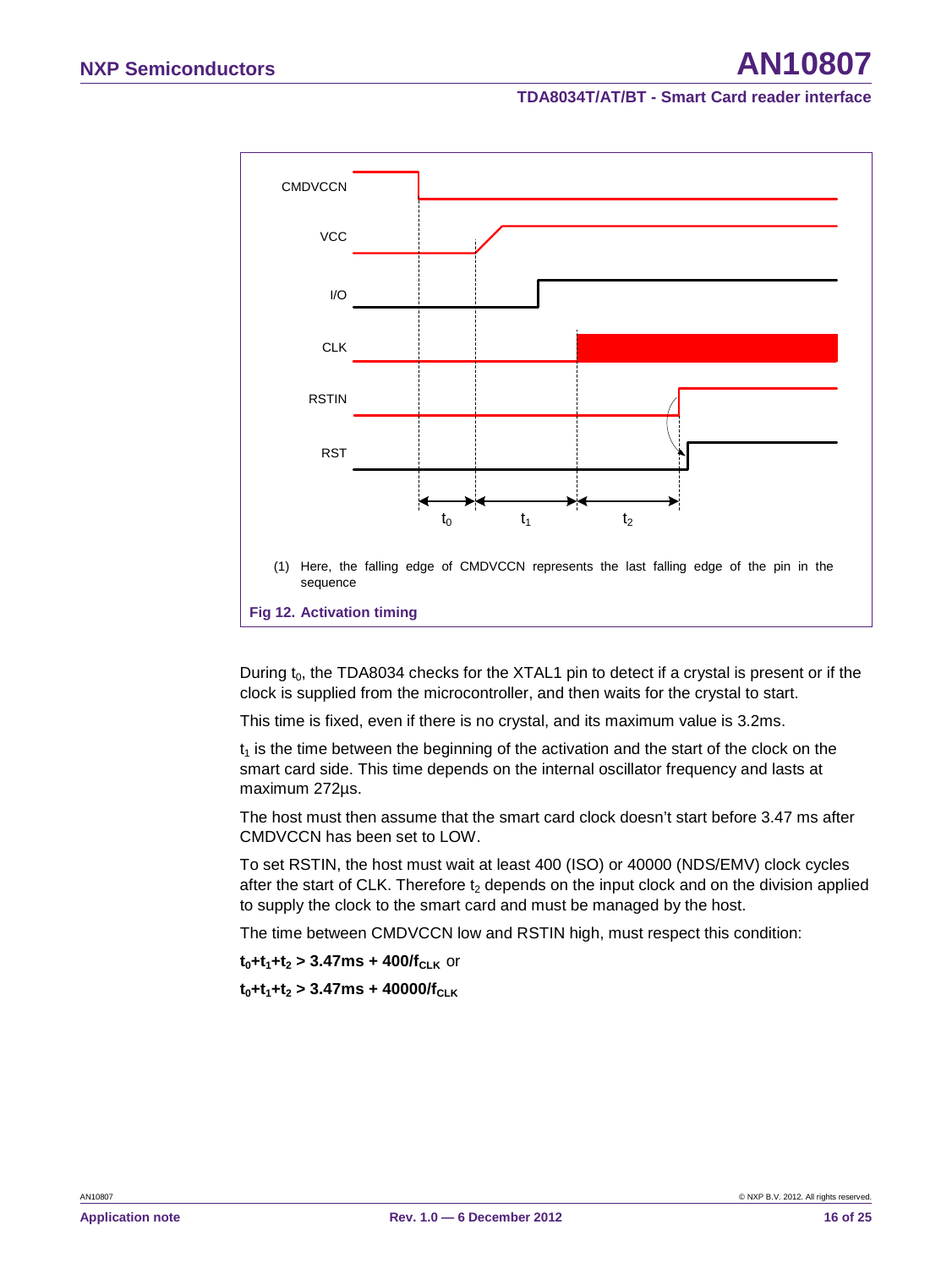CMDVCCN

VCC

I/O

CLK

RSTIN

RST

$t_0$

$t_1$

$t_2$

(1) Here, the falling edge of CMDVCCN represents the last falling edge of the pin in the sequence

**Fig 12. Activation timing**

During $t_0$, the TDA8034 checks for the XTAL1 pin to detect if a crystal is present or if the clock is supplied from the microcontroller, and then waits for the crystal to start.

This time is fixed, even if there is no crystal, and its maximum value is 3.2ms.

$t_1$ is the time between the beginning of the activation and the start of the clock on the smart card side. This time depends on the internal oscillator frequency and lasts at maximum 272µs.

The host must then assume that the smart card clock doesn't start before 3.47 ms after CMDVCCN has been set to LOW.

To set RSTIN, the host must wait at least 400 (ISO) or 40000 (NDS/EMV) clock cycles after the start of CLK. Therefore $t_2$ depends on the input clock and on the division applied to supply the clock to the smart card and must be managed by the host.

The time between CMDVCCN low and RSTIN high, must respect this condition:

$\mathbf{t_0+t_1+t_2 > 3.47ms + 400/f_{CLK}}$ or

$\mathbf{t_0+t_1+t_2 > 3.47ms + 40000/f_{CLK}}$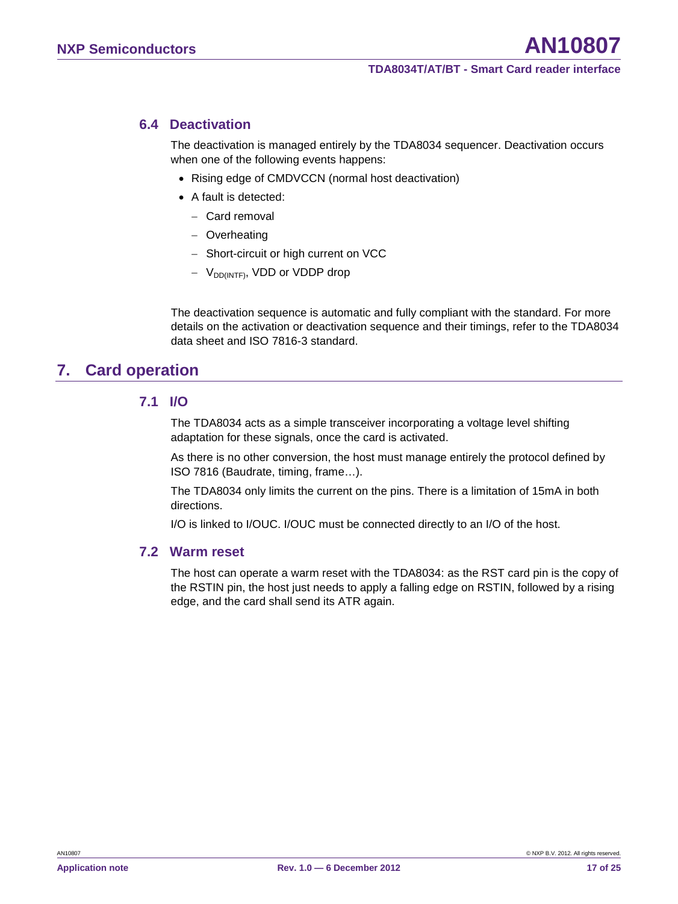### 6.4 Deactivation

The deactivation is managed entirely by the TDA8034 sequencer. Deactivation occurs when one of the following events happens:

- Rising edge of CMDVCCN (normal host deactivation)
- A fault is detected:
  - Card removal
  - Overheating
  - Short-circuit or high current on VCC
  - $V_{DD(INTF)}$, VDD or VDDP drop

The deactivation sequence is automatic and fully compliant with the standard. For more details on the activation or deactivation sequence and their timings, refer to the TDA8034 data sheet and ISO 7816-3 standard.

## 7. Card operation

### 7.1 I/O

The TDA8034 acts as a simple transceiver incorporating a voltage level shifting adaptation for these signals, once the card is activated.

As there is no other conversion, the host must manage entirely the protocol defined by ISO 7816 (Baudrate, timing, frame…).

The TDA8034 only limits the current on the pins. There is a limitation of 15mA in both directions.

I/O is linked to I/OUC. I/OUC must be connected directly to an I/O of the host.

### 7.2 Warm reset

The host can operate a warm reset with the TDA8034: as the RST card pin is the copy of the RSTIN pin, the host just needs to apply a falling edge on RSTIN, followed by a rising edge, and the card shall send its ATR again.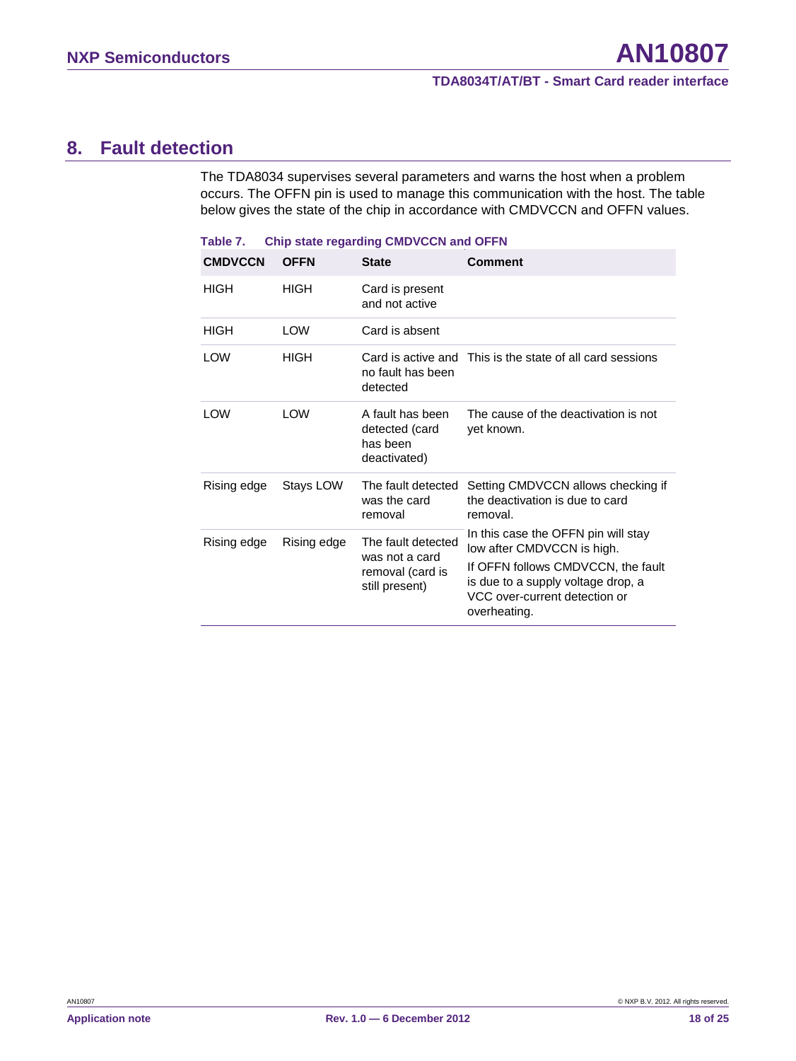# 8. Fault detection

The TDA8034 supervises several parameters and warns the host when a problem occurs. The OFFN pin is used to manage this communication with the host. The table below gives the state of the chip in accordance with CMDVCCN and OFFN values.

**Table 7. Chip state regarding CMDVCCN and OFFN**

| CMDVCCN | OFFN | State | Comment |
|---|---|---|---|
| HIGH | HIGH | Card is present and not active | |
| HIGH | LOW | Card is absent | |
| LOW | HIGH | Card is active and no fault has been detected | This is the state of all card sessions |
| LOW | LOW | A fault has been detected (card has been deactivated) | The cause of the deactivation is not yet known. |
| Rising edge | Stays LOW | The fault detected was the card removal | Setting CMDVCCN allows checking if the deactivation is due to card removal. In this case the OFFN pin will stay low after CMDVCCN is high. |
| Rising edge | Rising edge | The fault detected was not a card removal (card is still present) | If OFFN follows CMDVCCN, the fault is due to a supply voltage drop, a VCC over-current detection or overheating. |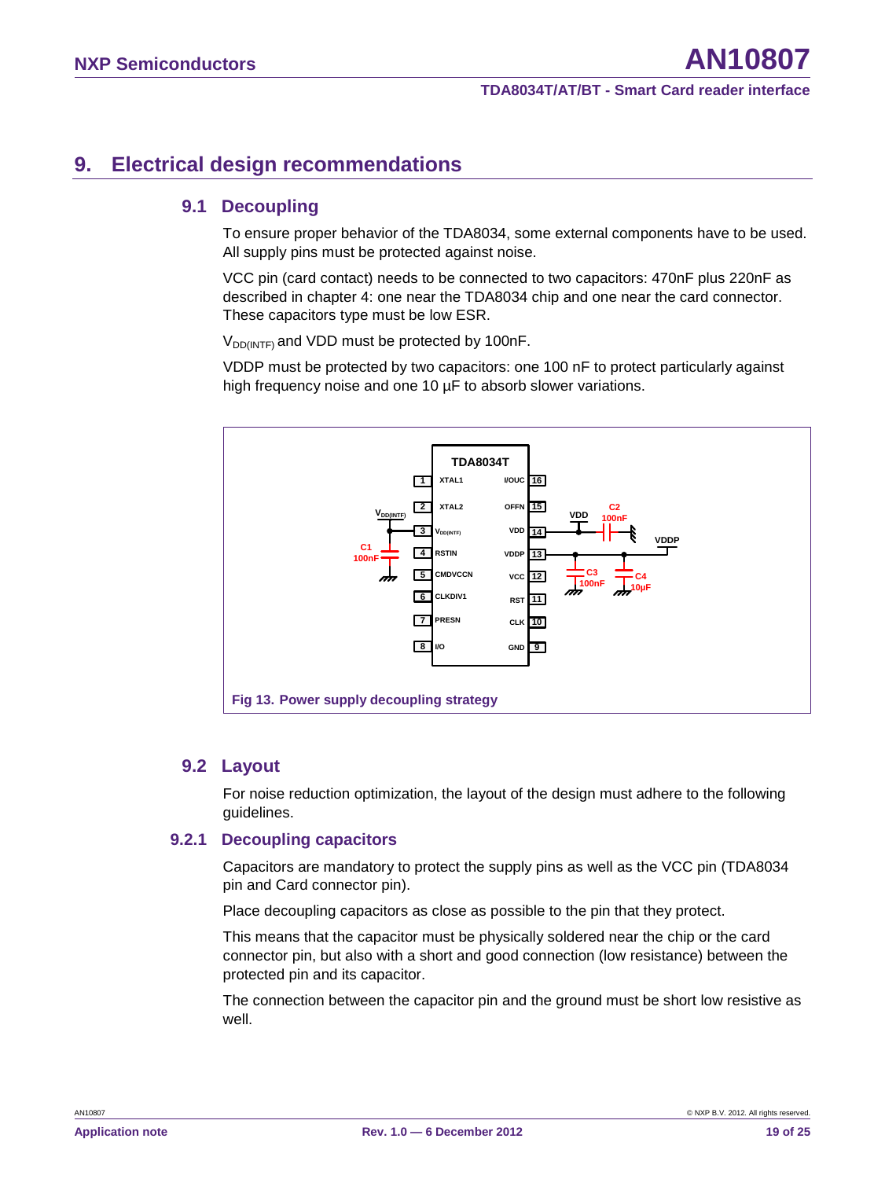# 9. Electrical design recommendations

## 9.1 Decoupling

To ensure proper behavior of the TDA8034, some external components have to be used. All supply pins must be protected against noise.

VCC pin (card contact) needs to be connected to two capacitors: 470nF plus 220nF as described in chapter 4: one near the TDA8034 chip and one near the card connector. These capacitors type must be low ESR.

$V_{DD(INTF)}$ and VDD must be protected by 100nF.

VDDP must be protected by two capacitors: one 100 nF to protect particularly against high frequency noise and one 10 µF to absorb slower variations.

TDA8034T

1 XTAL1
2 XTAL2
3 $V_{DD(INTF)}$
4 RSTIN
5 CMDVCCN
6 CLKDIV1
7 PRESN
8 I/O
16 I/OUC
15 OFFN
14 VDD
13 VDDP
12 VCC
11 RST
10 CLK
9 GND

$V_{DD(INTF)}$
C1 100nF
VDD
C2 100nF
VDDP
C3 100nF
C4 10µF

Fig 13. Power supply decoupling strategy

## 9.2 Layout

For noise reduction optimization, the layout of the design must adhere to the following guidelines.

### 9.2.1 Decoupling capacitors

Capacitors are mandatory to protect the supply pins as well as the VCC pin (TDA8034 pin and Card connector pin).

Place decoupling capacitors as close as possible to the pin that they protect.

This means that the capacitor must be physically soldered near the chip or the card connector pin, but also with a short and good connection (low resistance) between the protected pin and its capacitor.

The connection between the capacitor pin and the ground must be short low resistive as well.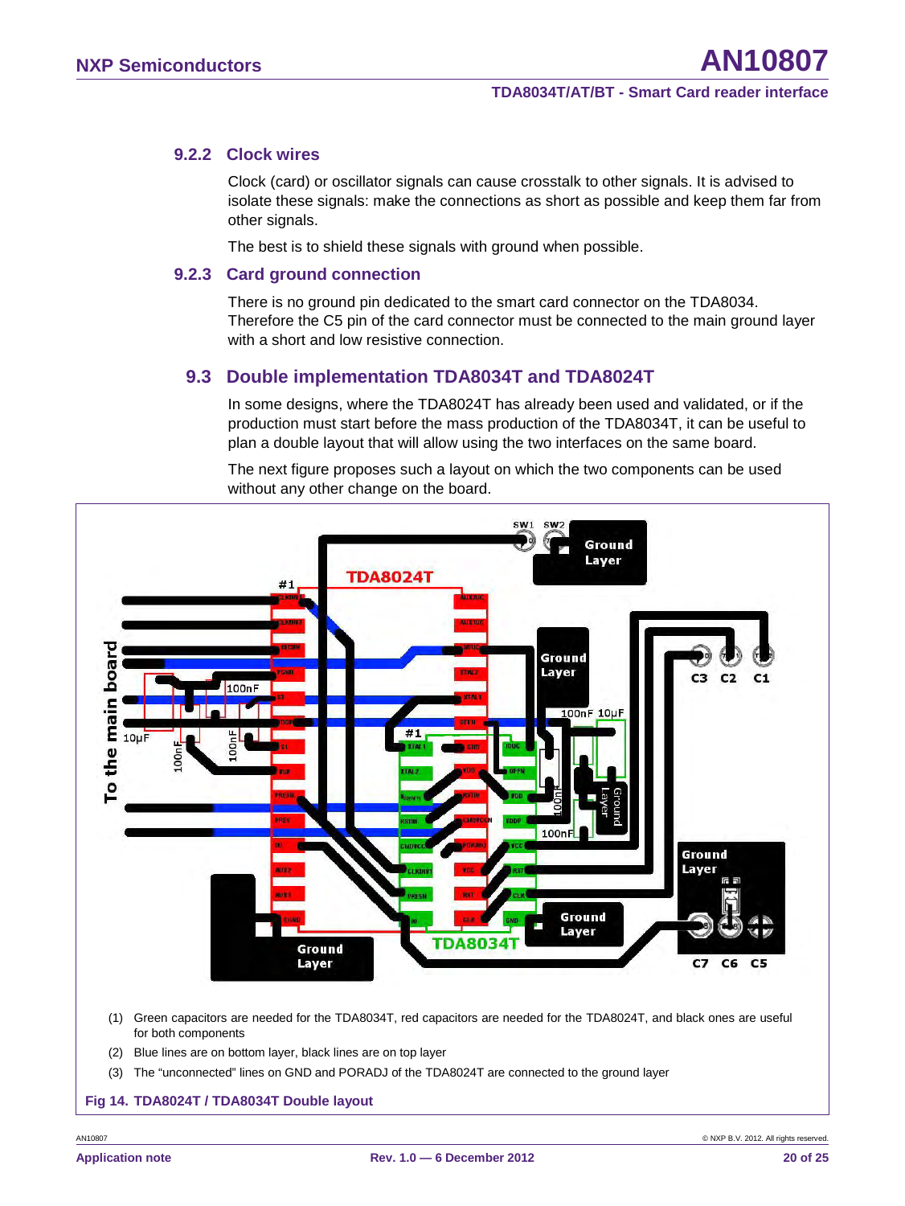### 9.2.2 Clock wires

Clock (card) or oscillator signals can cause crosstalk to other signals. It is advised to isolate these signals: make the connections as short as possible and keep them far from other signals.

The best is to shield these signals with ground when possible.

### 9.2.3 Card ground connection

There is no ground pin dedicated to the smart card connector on the TDA8034. Therefore the C5 pin of the card connector must be connected to the main ground layer with a short and low resistive connection.

## 9.3 Double implementation TDA8034T and TDA8024T

In some designs, where the TDA8024T has already been used and validated, or if the production must start before the mass production of the TDA8034T, it can be useful to plan a double layout that will allow using the two interfaces on the same board.

The next figure proposes such a layout on which the two components can be used without any other change on the board.

SW1 SW2
Ground Layer
TDA8024T
#1
To the main board
100nF
10µF
100nF
100nF
#1
100nF 10µF
100nF
100nF
Ground Layer
Ground Layer
C3 C2 C1
Ground Layer
C7 C6 C5
Ground Layer
TDA8034T
Ground Layer

(1) Green capacitors are needed for the TDA8034T, red capacitors are needed for the TDA8024T, and black ones are useful for both components

(2) Blue lines are on bottom layer, black lines are on top layer

(3) The "unconnected" lines on GND and PORADJ of the TDA8024T are connected to the ground layer

**Fig 14. TDA8024T / TDA8034T Double layout**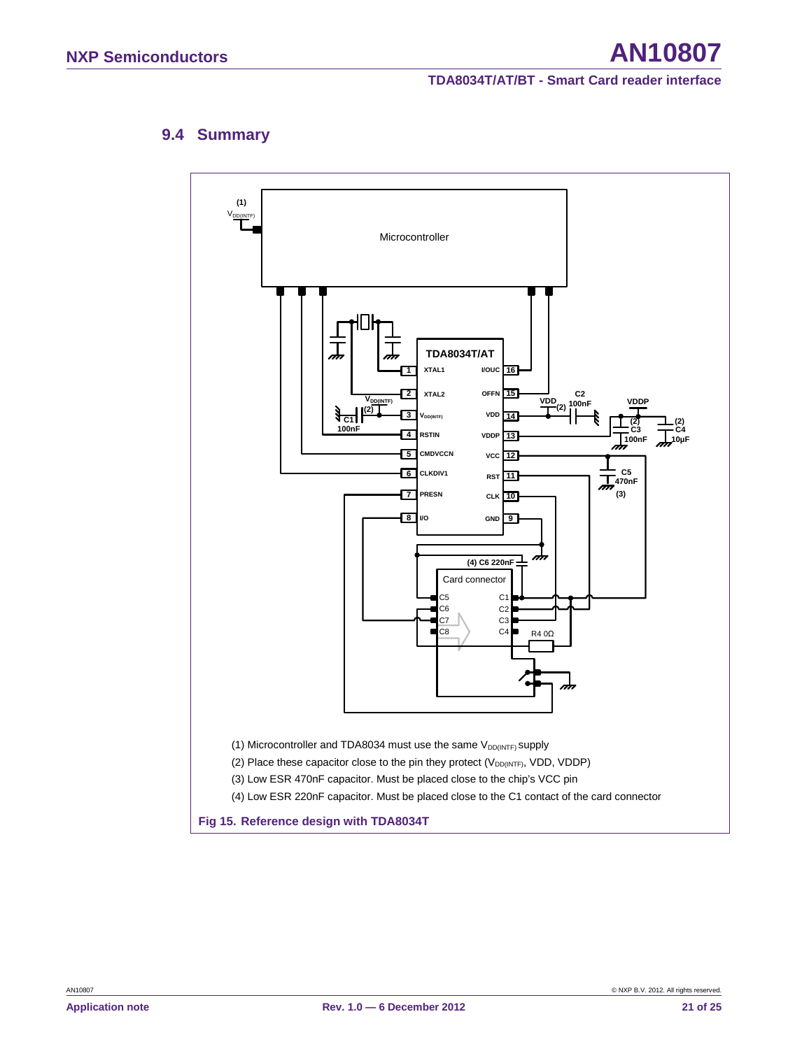## 9.4 Summary

(1) Microcontroller and TDA8034 must use the same $V_{DD(INTF)}$ supply

(2) Place these capacitor close to the pin they protect ($V_{DD(INTF)}$, VDD, VDDP)

(3) Low ESR 470nF capacitor. Must be placed close to the chip's VCC pin

(4) Low ESR 220nF capacitor. Must be placed close to the C1 contact of the card connector

**Fig 15. Reference design with TDA8034T**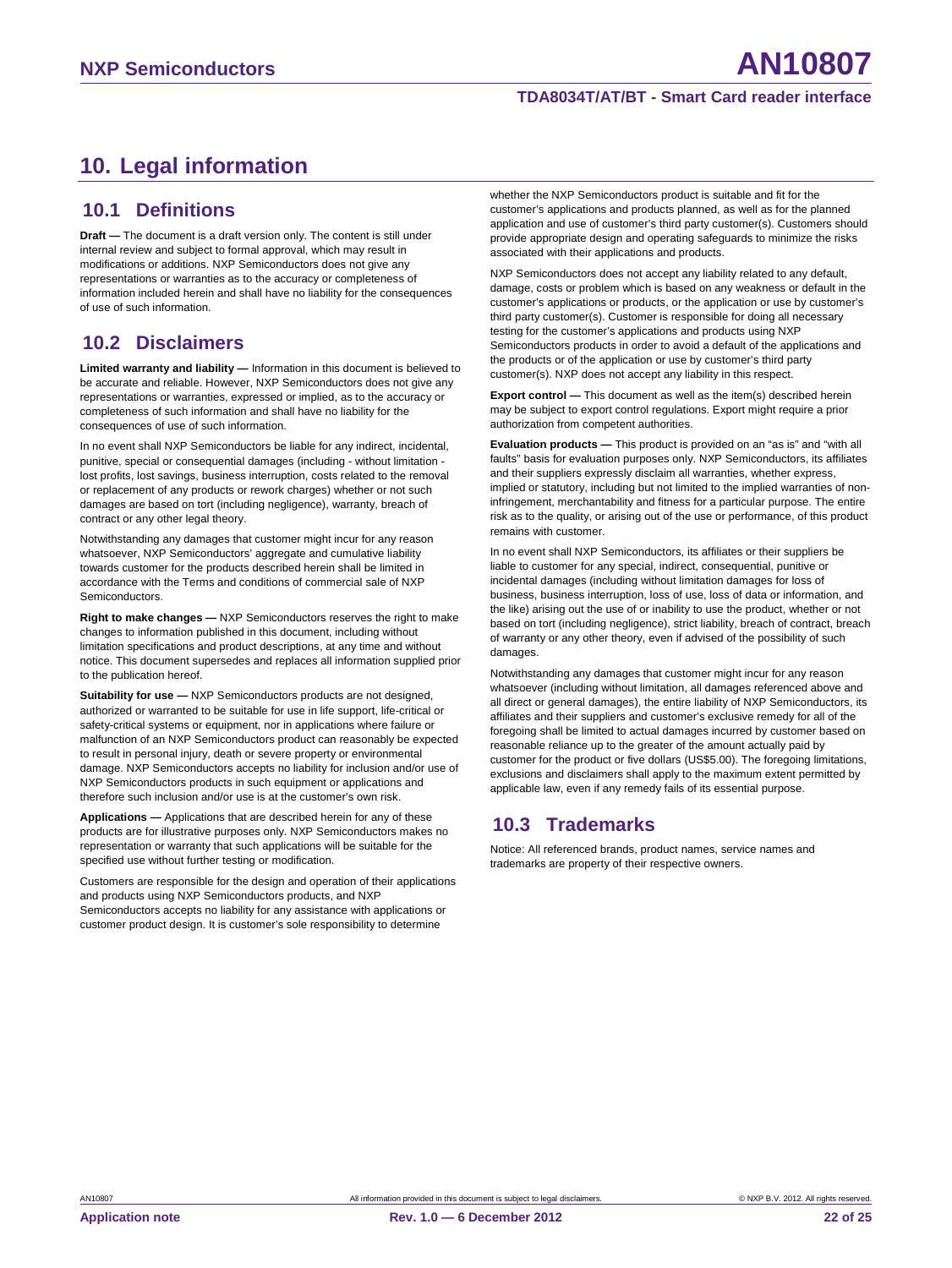# 10. Legal information

## 10.1 Definitions

**Draft —** The document is a draft version only. The content is still under internal review and subject to formal approval, which may result in modifications or additions. NXP Semiconductors does not give any representations or warranties as to the accuracy or completeness of information included herein and shall have no liability for the consequences of use of such information.

## 10.2 Disclaimers

**Limited warranty and liability —** Information in this document is believed to be accurate and reliable. However, NXP Semiconductors does not give any representations or warranties, expressed or implied, as to the accuracy or completeness of such information and shall have no liability for the consequences of use of such information.

In no event shall NXP Semiconductors be liable for any indirect, incidental, punitive, special or consequential damages (including - without limitation - lost profits, lost savings, business interruption, costs related to the removal or replacement of any products or rework charges) whether or not such damages are based on tort (including negligence), warranty, breach of contract or any other legal theory.

Notwithstanding any damages that customer might incur for any reason whatsoever, NXP Semiconductors' aggregate and cumulative liability towards customer for the products described herein shall be limited in accordance with the Terms and conditions of commercial sale of NXP Semiconductors.

**Right to make changes —** NXP Semiconductors reserves the right to make changes to information published in this document, including without limitation specifications and product descriptions, at any time and without notice. This document supersedes and replaces all information supplied prior to the publication hereof.

**Suitability for use —** NXP Semiconductors products are not designed, authorized or warranted to be suitable for use in life support, life-critical or safety-critical systems or equipment, nor in applications where failure or malfunction of an NXP Semiconductors product can reasonably be expected to result in personal injury, death or severe property or environmental damage. NXP Semiconductors accepts no liability for inclusion and/or use of NXP Semiconductors products in such equipment or applications and therefore such inclusion and/or use is at the customer's own risk.

**Applications —** Applications that are described herein for any of these products are for illustrative purposes only. NXP Semiconductors makes no representation or warranty that such applications will be suitable for the specified use without further testing or modification.

Customers are responsible for the design and operation of their applications and products using NXP Semiconductors products, and NXP Semiconductors accepts no liability for any assistance with applications or customer product design. It is customer's sole responsibility to determine whether the NXP Semiconductors product is suitable and fit for the customer's applications and products planned, as well as for the planned application and use of customer's third party customer(s). Customers should provide appropriate design and operating safeguards to minimize the risks associated with their applications and products.

NXP Semiconductors does not accept any liability related to any default, damage, costs or problem which is based on any weakness or default in the customer's applications or products, or the application or use by customer's third party customer(s). Customer is responsible for doing all necessary testing for the customer's applications and products using NXP Semiconductors products in order to avoid a default of the applications and the products or of the application or use by customer's third party customer(s). NXP does not accept any liability in this respect.

**Export control —** This document as well as the item(s) described herein may be subject to export control regulations. Export might require a prior authorization from competent authorities.

**Evaluation products —** This product is provided on an "as is" and "with all faults" basis for evaluation purposes only. NXP Semiconductors, its affiliates and their suppliers expressly disclaim all warranties, whether express, implied or statutory, including but not limited to the implied warranties of non-infringement, merchantability and fitness for a particular purpose. The entire risk as to the quality, or arising out of the use or performance, of this product remains with customer.

In no event shall NXP Semiconductors, its affiliates or their suppliers be liable to customer for any special, indirect, consequential, punitive or incidental damages (including without limitation damages for loss of business, business interruption, loss of use, loss of data or information, and the like) arising out the use of or inability to use the product, whether or not based on tort (including negligence), strict liability, breach of contract, breach of warranty or any other theory, even if advised of the possibility of such damages.

Notwithstanding any damages that customer might incur for any reason whatsoever (including without limitation, all damages referenced above and all direct or general damages), the entire liability of NXP Semiconductors, its affiliates and their suppliers and customer's exclusive remedy for all of the foregoing shall be limited to actual damages incurred by customer based on reasonable reliance up to the greater of the amount actually paid by customer for the product or five dollars (US$5.00). The foregoing limitations, exclusions and disclaimers shall apply to the maximum extent permitted by applicable law, even if any remedy fails of its essential purpose.

## 10.3 Trademarks

Notice: All referenced brands, product names, service names and trademarks are property of their respective owners.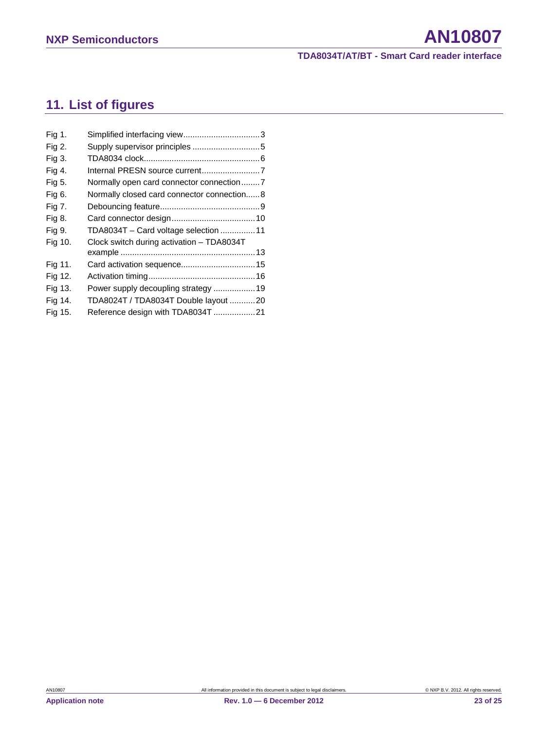## 11. List of figures

| | | |
|---|---|---|
| Fig 1. | Simplified interfacing view | 3 |
| Fig 2. | Supply supervisor principles | 5 |
| Fig 3. | TDA8034 clock | 6 |
| Fig 4. | Internal PRESN source current | 7 |
| Fig 5. | Normally open card connector connection | 7 |
| Fig 6. | Normally closed card connector connection | 8 |
| Fig 7. | Debouncing feature | 9 |
| Fig 8. | Card connector design | 10 |
| Fig 9. | TDA8034T – Card voltage selection | 11 |
| Fig 10. | Clock switch during activation – TDA8034T example | 13 |
| Fig 11. | Card activation sequence | 15 |
| Fig 12. | Activation timing | 16 |
| Fig 13. | Power supply decoupling strategy | 19 |
| Fig 14. | TDA8024T / TDA8034T Double layout | 20 |
| Fig 15. | Reference design with TDA8034T | 21 |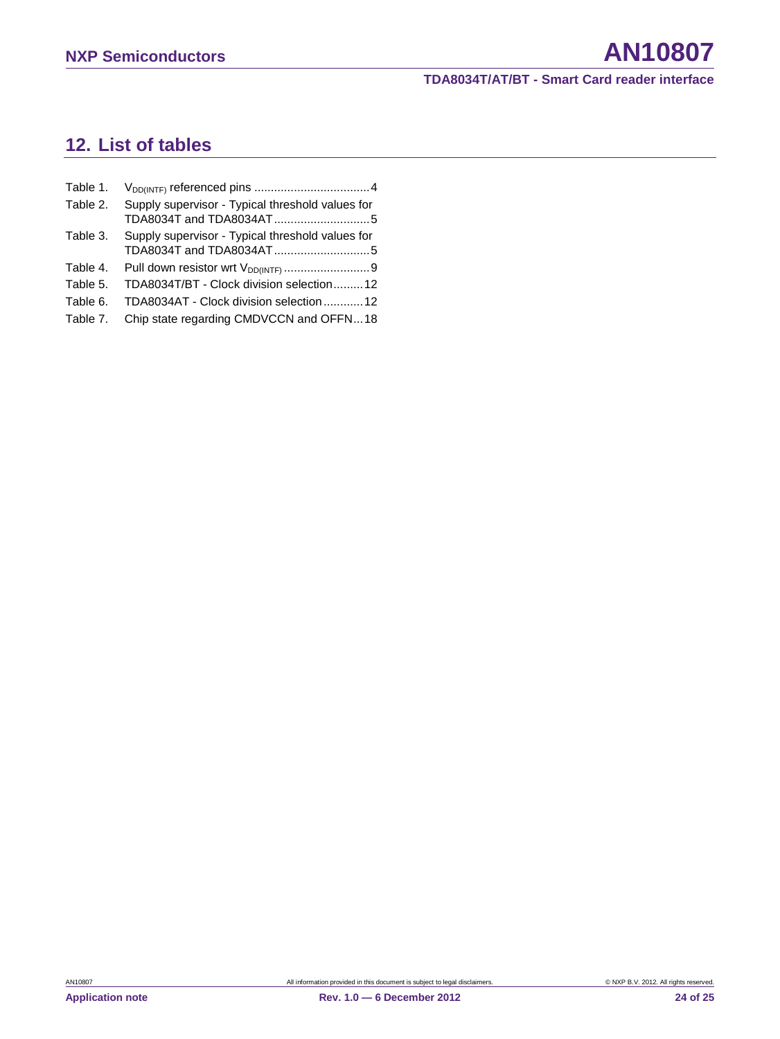## 12. List of tables

Table 1. $V_{DD(INTF)}$ referenced pins ....................................4
Table 2. Supply supervisor - Typical threshold values for TDA8034T and TDA8034AT ..............................5
Table 3. Supply supervisor - Typical threshold values for TDA8034T and TDA8034AT ..............................5
Table 4. Pull down resistor wrt $V_{DD(INTF)}$ ..........................9
Table 5. TDA8034T/BT - Clock division selection.........12
Table 6. TDA8034AT - Clock division selection............12
Table 7. Chip state regarding CMDVCCN and OFFN...18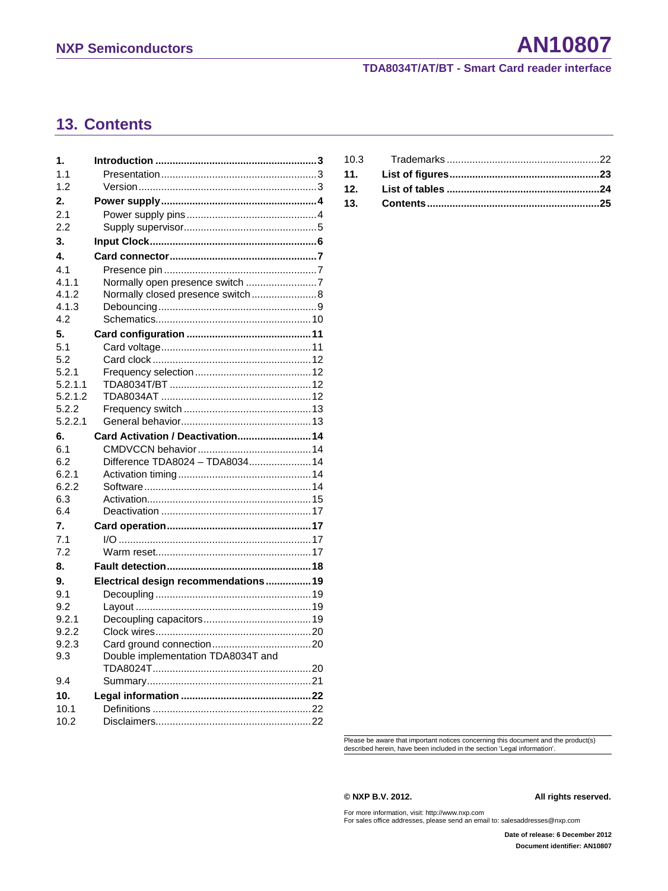## 13. Contents

| | | |
|---|---|---|
| **1.** | **Introduction** | **3** |
| 1.1 | Presentation | 3 |
| 1.2 | Version | 3 |
| **2.** | **Power supply** | **4** |
| 2.1 | Power supply pins | 4 |
| 2.2 | Supply supervisor | 5 |
| **3.** | **Input Clock** | **6** |
| **4.** | **Card connector** | **7** |
| 4.1 | Presence pin | 7 |
| 4.1.1 | Normally open presence switch | 7 |
| 4.1.2 | Normally closed presence switch | 8 |
| 4.1.3 | Debouncing | 9 |
| 4.2 | Schematics | 10 |
| **5.** | **Card configuration** | **11** |
| 5.1 | Card voltage | 11 |
| 5.2 | Card clock | 12 |
| 5.2.1 | Frequency selection | 12 |
| 5.2.1.1 | TDA8034T/BT | 12 |
| 5.2.1.2 | TDA8034AT | 12 |
| 5.2.2 | Frequency switch | 13 |
| 5.2.2.1 | General behavior | 13 |
| **6.** | **Card Activation / Deactivation** | **14** |
| 6.1 | CMDVCCN behavior | 14 |
| 6.2 | Difference TDA8024 – TDA8034 | 14 |
| 6.2.1 | Activation timing | 14 |
| 6.2.2 | Software | 14 |
| 6.3 | Activation | 15 |
| 6.4 | Deactivation | 17 |
| **7.** | **Card operation** | **17** |
| 7.1 | I/O | 17 |
| 7.2 | Warm reset | 17 |
| **8.** | **Fault detection** | **18** |
| **9.** | **Electrical design recommendations** | **19** |
| 9.1 | Decoupling | 19 |
| 9.2 | Layout | 19 |
| 9.2.1 | Decoupling capacitors | 19 |
| 9.2.2 | Clock wires | 20 |
| 9.2.3 | Card ground connection | 20 |
| 9.3 | Double implementation TDA8034T and TDA8024T | 20 |
| 9.4 | Summary | 21 |
| **10.** | **Legal information** | **22** |
| 10.1 | Definitions | 22 |
| 10.2 | Disclaimers | 22 |
| 10.3 | Trademarks | 22 |
| **11.** | **List of figures** | **23** |
| **12.** | **List of tables** | **24** |
| **13.** | **Contents** | **25** |

Please be aware that important notices concerning this document and the product(s) described herein, have been included in the section 'Legal information'.

**© NXP B.V. 2012. All rights reserved.**

For more information, visit: http://www.nxp.com
For sales office addresses, please send an email to: salesaddresses@nxp.com

**Date of release: 6 December 2012**
**Document identifier: AN10807**